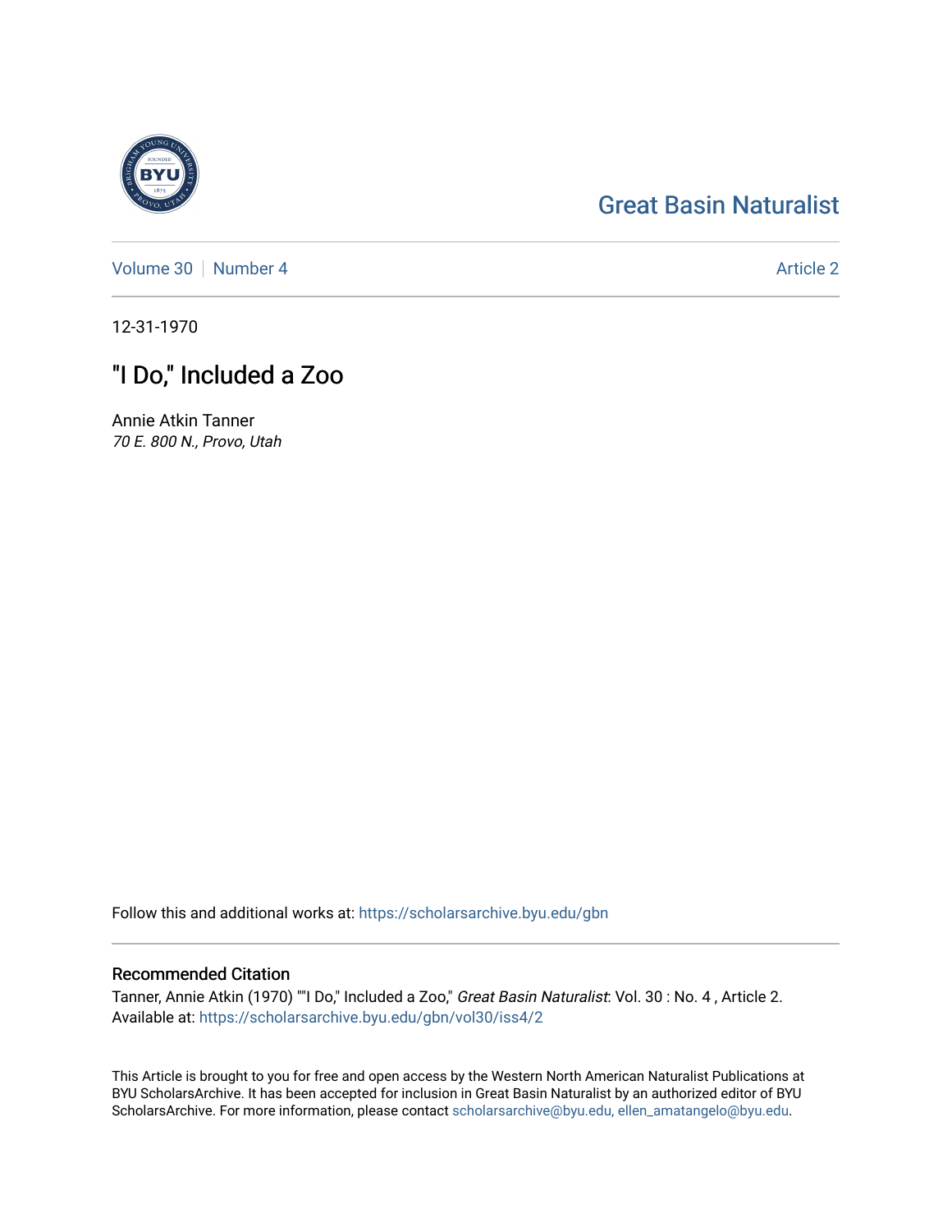Great Basin Naturalist

Volume 30 | Number 4 | Article 2

12-31-1970

# "I Do," Included a Zoo

Annie Atkin Tanner
*70 E. 800 N., Provo, Utah*

Follow this and additional works at: https://scholarsarchive.byu.edu/gbn

## Recommended Citation

Tanner, Annie Atkin (1970) ""I Do," Included a Zoo," *Great Basin Naturalist*: Vol. 30 : No. 4 , Article 2.
Available at: https://scholarsarchive.byu.edu/gbn/vol30/iss4/2

This Article is brought to you for free and open access by the Western North American Naturalist Publications at BYU ScholarsArchive. It has been accepted for inclusion in Great Basin Naturalist by an authorized editor of BYU ScholarsArchive. For more information, please contact scholarsarchive@byu.edu, ellen_amatangelo@byu.edu.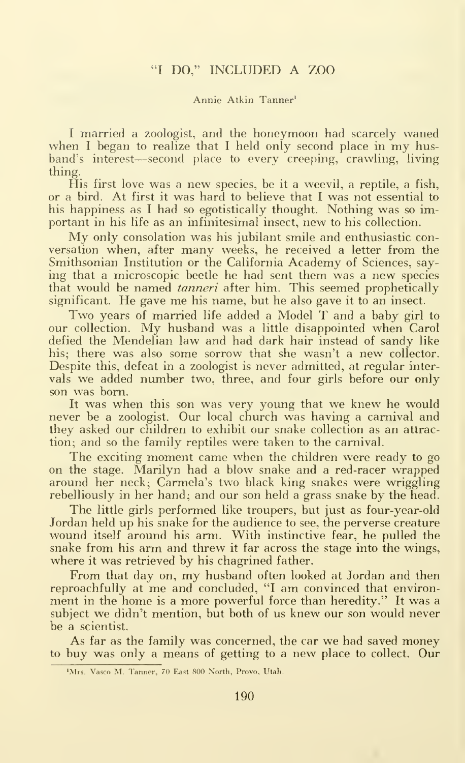# "I DO," INCLUDED A ZOO

Annie Atkin Tanner[1]

I married a zoologist, and the honeymoon had scarcely waned when I began to realize that I held only second place in my husband's interest—second place to every creeping, crawling, living thing.

His first love was a new species, be it a weevil, a reptile, a fish, or a bird. At first it was hard to believe that I was not essential to his happiness as I had so egotistically thought. Nothing was so important in his life as an infinitesimal insect, new to his collection.

My only consolation was his jubilant smile and enthusiastic conversation when, after many weeks, he received a letter from the Smithsonian Institution or the California Academy of Sciences, saying that a microscopic beetle he had sent them was a new species that would be named *tanneri* after him. This seemed prophetically significant. He gave me his name, but he also gave it to an insect.

Two years of married life added a Model T and a baby girl to our collection. My husband was a little disappointed when Carol defied the Mendelian law and had dark hair instead of sandy like his; there was also some sorrow that she wasn't a new collector. Despite this, defeat in a zoologist is never admitted, at regular intervals we added number two, three, and four girls before our only son was born.

It was when this son was very young that we knew he would never be a zoologist. Our local church was having a carnival and they asked our children to exhibit our snake collection as an attraction; and so the family reptiles were taken to the carnival.

The exciting moment came when the children were ready to go on the stage. Marilyn had a blow snake and a red-racer wrapped around her neck; Carmela's two black king snakes were wriggling rebelliously in her hand; and our son held a grass snake by the head.

The little girls performed like troupers, but just as four-year-old Jordan held up his snake for the audience to see, the perverse creature wound itself around his arm. With instinctive fear, he pulled the snake from his arm and threw it far across the stage into the wings, where it was retrieved by his chagrined father.

From that day on, my husband often looked at Jordan and then reproachfully at me and concluded, "I am convinced that environment in the home is a more powerful force than heredity." It was a subject we didn't mention, but both of us knew our son would never be a scientist.

As far as the family was concerned, the car we had saved money to buy was only a means of getting to a new place to collect. Our

[1] Mrs. Vasco M. Tanner, 70 East 800 North, Provo, Utah.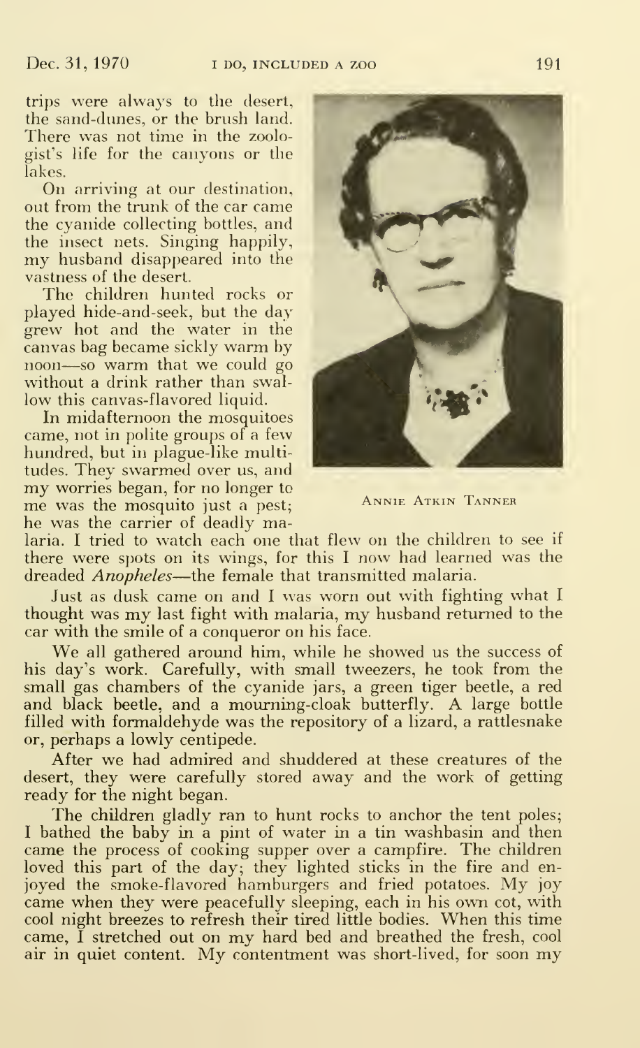trips were always to the desert, the sand-dunes, or the brush land. There was not time in the zoologist's life for the canyons or the lakes.

On arriving at our destination, out from the trunk of the car came the cyanide collecting bottles, and the insect nets. Singing happily, my husband disappeared into the vastness of the desert.

The children hunted rocks or played hide-and-seek, but the day grew hot and the water in the canvas bag became sickly warm by noon—so warm that we could go without a drink rather than swallow this canvas-flavored liquid.

In midafternoon the mosquitoes came, not in polite groups of a few hundred, but in plague-like multitudes. They swarmed over us, and my worries began, for no longer to me was the mosquito just a pest; he was the carrier of deadly malaria. I tried to watch each one that flew on the children to see if there were spots on its wings, for this I now had learned was the dreaded *Anopheles*—the female that transmitted malaria.

Annie Atkin Tanner

Just as dusk came on and I was worn out with fighting what I thought was my last fight with malaria, my husband returned to the car with the smile of a conqueror on his face.

We all gathered around him, while he showed us the success of his day's work. Carefully, with small tweezers, he took from the small gas chambers of the cyanide jars, a green tiger beetle, a red and black beetle, and a mourning-cloak butterfly. A large bottle filled with formaldehyde was the repository of a lizard, a rattlesnake or, perhaps a lowly centipede.

After we had admired and shuddered at these creatures of the desert, they were carefully stored away and the work of getting ready for the night began.

The children gladly ran to hunt rocks to anchor the tent poles; I bathed the baby in a pint of water in a tin washbasin and then came the process of cooking supper over a campfire. The children loved this part of the day; they lighted sticks in the fire and enjoyed the smoke-flavored hamburgers and fried potatoes. My joy came when they were peacefully sleeping, each in his own cot, with cool night breezes to refresh their tired little bodies. When this time came, I stretched out on my hard bed and breathed the fresh, cool air in quiet content. My contentment was short-lived, for soon my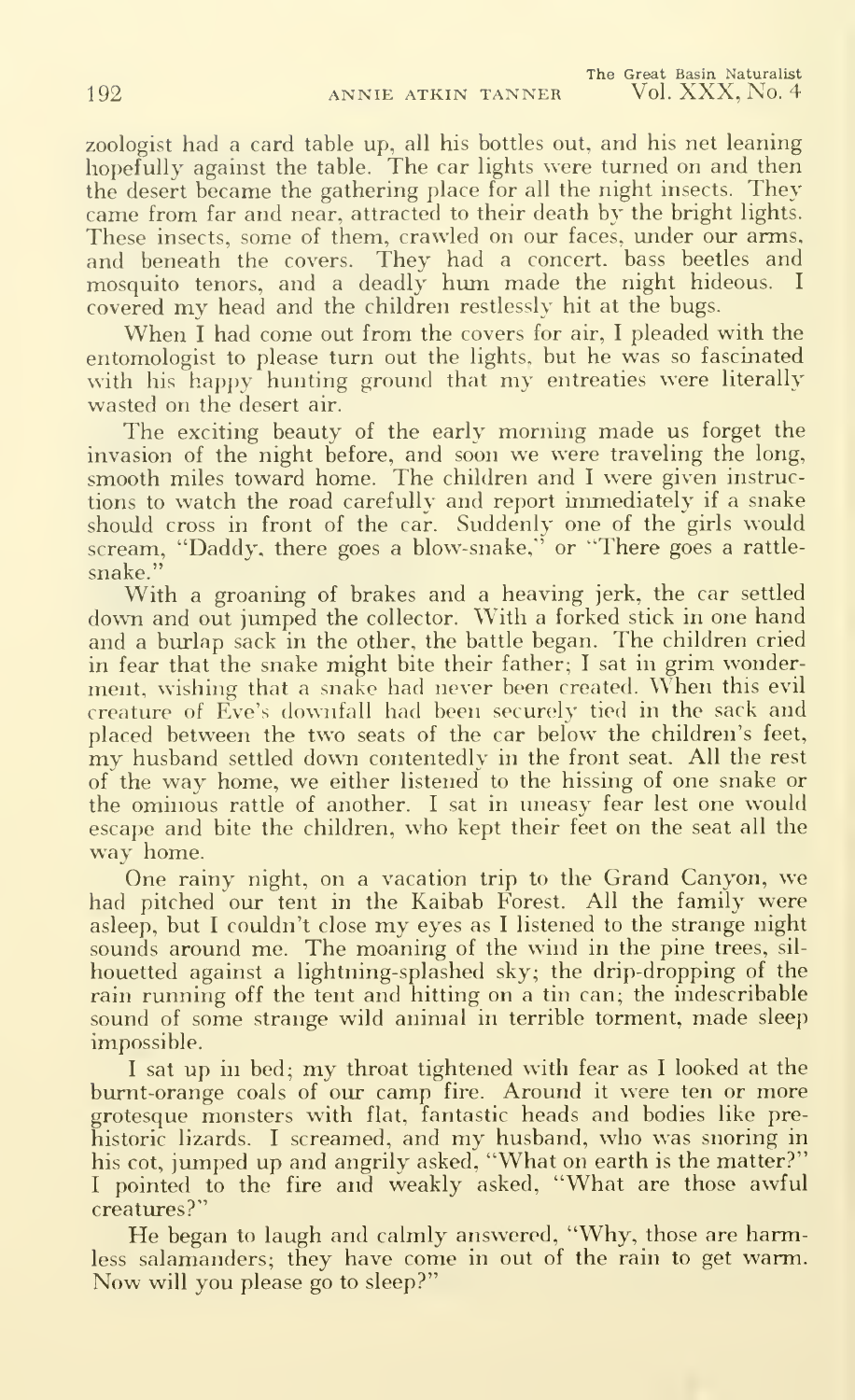zoologist had a card table up, all his bottles out, and his net leaning hopefully against the table. The car lights were turned on and then the desert became the gathering place for all the night insects. They came from far and near, attracted to their death by the bright lights. These insects, some of them, crawled on our faces, under our arms, and beneath the covers. They had a concert. bass beetles and mosquito tenors, and a deadly hum made the night hideous. I covered my head and the children restlessly hit at the bugs.

When I had come out from the covers for air, I pleaded with the entomologist to please turn out the lights, but he was so fascinated with his happy hunting ground that my entreaties were literally wasted on the desert air.

The exciting beauty of the early morning made us forget the invasion of the night before, and soon we were traveling the long, smooth miles toward home. The children and I were given instructions to watch the road carefully and report immediately if a snake should cross in front of the car. Suddenly one of the girls would scream, "Daddy, there goes a blow-snake," or "There goes a rattle-snake."

With a groaning of brakes and a heaving jerk, the car settled down and out jumped the collector. With a forked stick in one hand and a burlap sack in the other, the battle began. The children cried in fear that the snake might bite their father; I sat in grim wonderment, wishing that a snake had never been created. When this evil creature of Eve's downfall had been securely tied in the sack and placed between the two seats of the car below the children's feet, my husband settled down contentedly in the front seat. All the rest of the way home, we either listened to the hissing of one snake or the ominous rattle of another. I sat in uneasy fear lest one would escape and bite the children, who kept their feet on the seat all the way home.

One rainy night, on a vacation trip to the Grand Canyon, we had pitched our tent in the Kaibab Forest. All the family were asleep, but I couldn't close my eyes as I listened to the strange night sounds around me. The moaning of the wind in the pine trees, silhouetted against a lightning-splashed sky; the drip-dropping of the rain running off the tent and hitting on a tin can; the indescribable sound of some strange wild animal in terrible torment, made sleep impossible.

I sat up in bed; my throat tightened with fear as I looked at the burnt-orange coals of our camp fire. Around it were ten or more grotesque monsters with flat, fantastic heads and bodies like prehistoric lizards. I screamed, and my husband, who was snoring in his cot, jumped up and angrily asked, "What on earth is the matter?" I pointed to the fire and weakly asked, "What are those awful creatures?"

He began to laugh and calmly answered, "Why, those are harmless salamanders; they have come in out of the rain to get warm. Now will you please go to sleep?"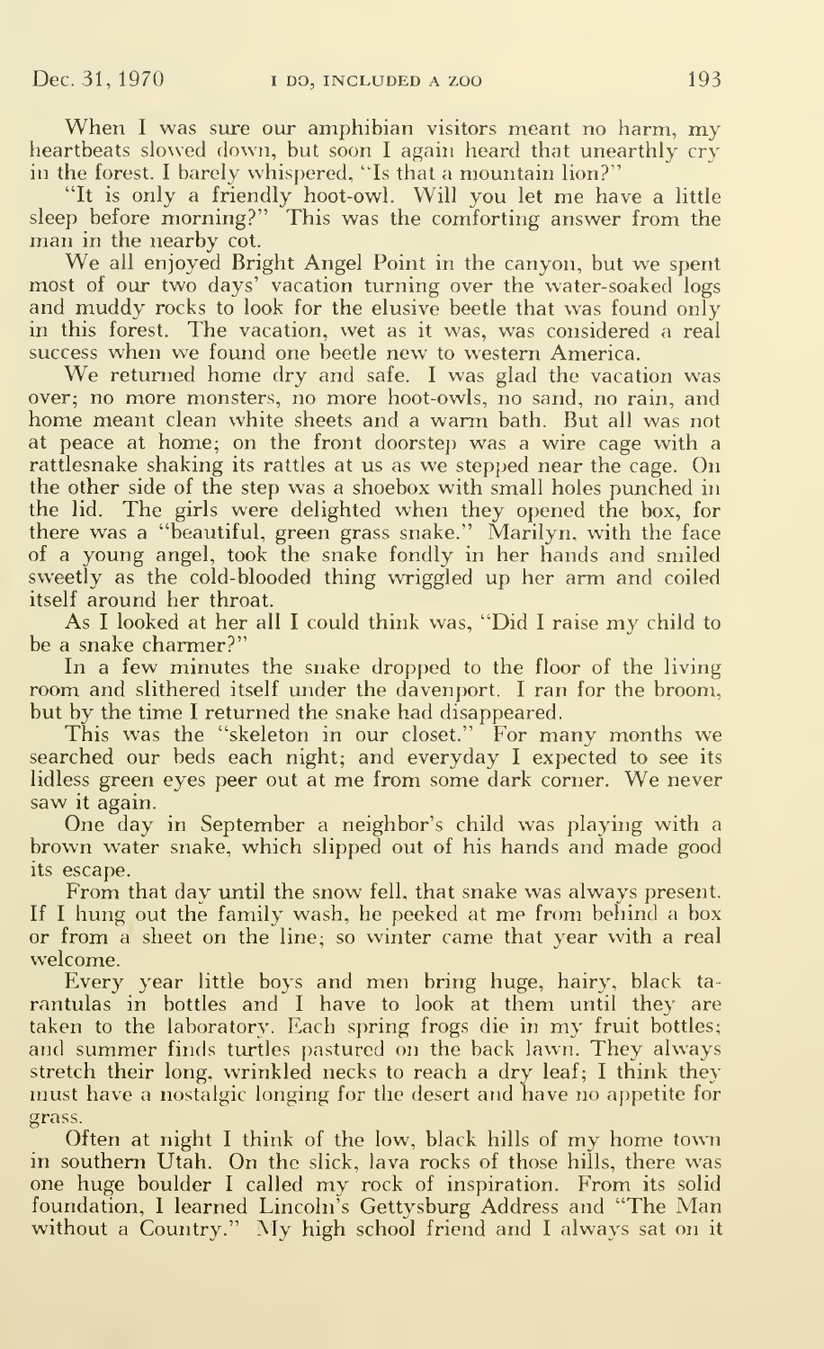When I was sure our amphibian visitors meant no harm, my heartbeats slowed down, but soon I again heard that unearthly cry in the forest. I barely whispered, "Is that a mountain lion?"

"It is only a friendly hoot-owl. Will you let me have a little sleep before morning?" This was the comforting answer from the man in the nearby cot.

We all enjoyed Bright Angel Point in the canyon, but we spent most of our two days' vacation turning over the water-soaked logs and muddy rocks to look for the elusive beetle that was found only in this forest. The vacation, wet as it was, was considered a real success when we found one beetle new to western America.

We returned home dry and safe. I was glad the vacation was over; no more monsters, no more hoot-owls, no sand, no rain, and home meant clean white sheets and a warm bath. But all was not at peace at home; on the front doorstep was a wire cage with a rattlesnake shaking its rattles at us as we stepped near the cage. On the other side of the step was a shoebox with small holes punched in the lid. The girls were delighted when they opened the box, for there was a "beautiful, green grass snake." Marilyn, with the face of a young angel, took the snake fondly in her hands and smiled sweetly as the cold-blooded thing wriggled up her arm and coiled itself around her throat.

As I looked at her all I could think was, "Did I raise my child to be a snake charmer?"

In a few minutes the snake dropped to the floor of the living room and slithered itself under the davenport. I ran for the broom, but by the time I returned the snake had disappeared.

This was the "skeleton in our closet." For many months we searched our beds each night; and everyday I expected to see its lidless green eyes peer out at me from some dark corner. We never saw it again.

One day in September a neighbor's child was playing with a brown water snake, which slipped out of his hands and made good its escape.

From that day until the snow fell, that snake was always present. If I hung out the family wash, he peeked at me from behind a box or from a sheet on the line; so winter came that year with a real welcome.

Every year little boys and men bring huge, hairy, black tarantulas in bottles and I have to look at them until they are taken to the laboratory. Each spring frogs die in my fruit bottles; and summer finds turtles pastured on the back lawn. They always stretch their long, wrinkled necks to reach a dry leaf; I think they must have a nostalgic longing for the desert and have no appetite for grass.

Often at night I think of the low, black hills of my home town in southern Utah. On the slick, lava rocks of those hills, there was one huge boulder I called my rock of inspiration. From its solid foundation, I learned Lincoln's Gettysburg Address and "The Man without a Country." My high school friend and I always sat on it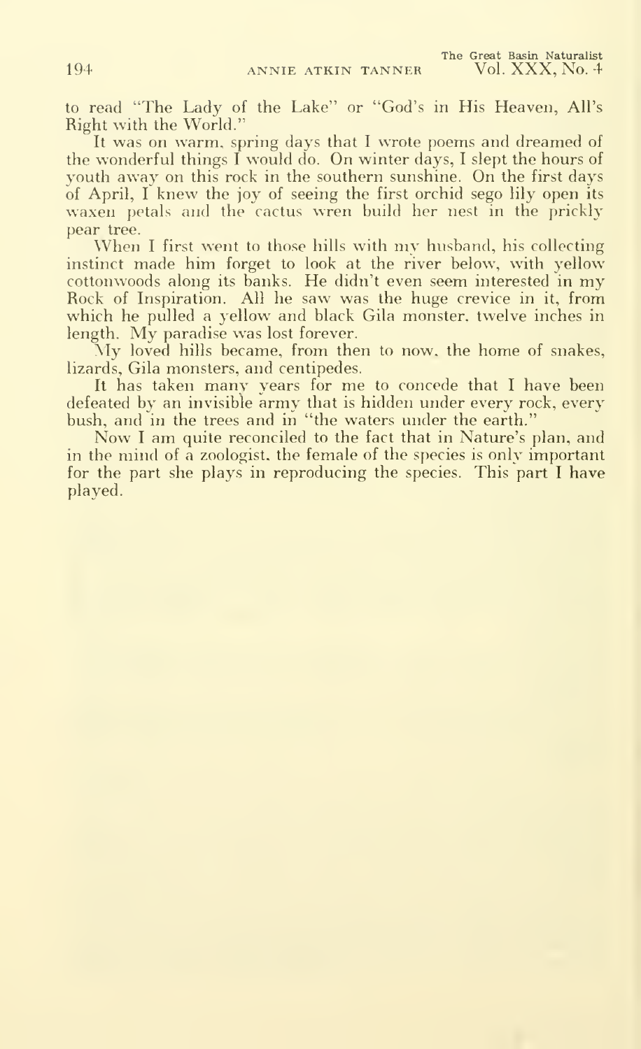to read "The Lady of the Lake" or "God's in His Heaven, All's Right with the World."

It was on warm, spring days that I wrote poems and dreamed of the wonderful things I would do. On winter days, I slept the hours of youth away on this rock in the southern sunshine. On the first days of April, I knew the joy of seeing the first orchid sego lily open its waxen petals and the cactus wren build her nest in the prickly pear tree.

When I first went to those hills with my husband, his collecting instinct made him forget to look at the river below, with yellow cottonwoods along its banks. He didn't even seem interested in my Rock of Inspiration. All he saw was the huge crevice in it, from which he pulled a yellow and black Gila monster, twelve inches in length. My paradise was lost forever.

My loved hills became, from then to now, the home of snakes, lizards, Gila monsters, and centipedes.

It has taken many years for me to concede that I have been defeated by an invisible army that is hidden under every rock, every bush, and in the trees and in "the waters under the earth."

Now I am quite reconciled to the fact that in Nature's plan, and in the mind of a zoologist, the female of the species is only important for the part she plays in reproducing the species. This part I have played.